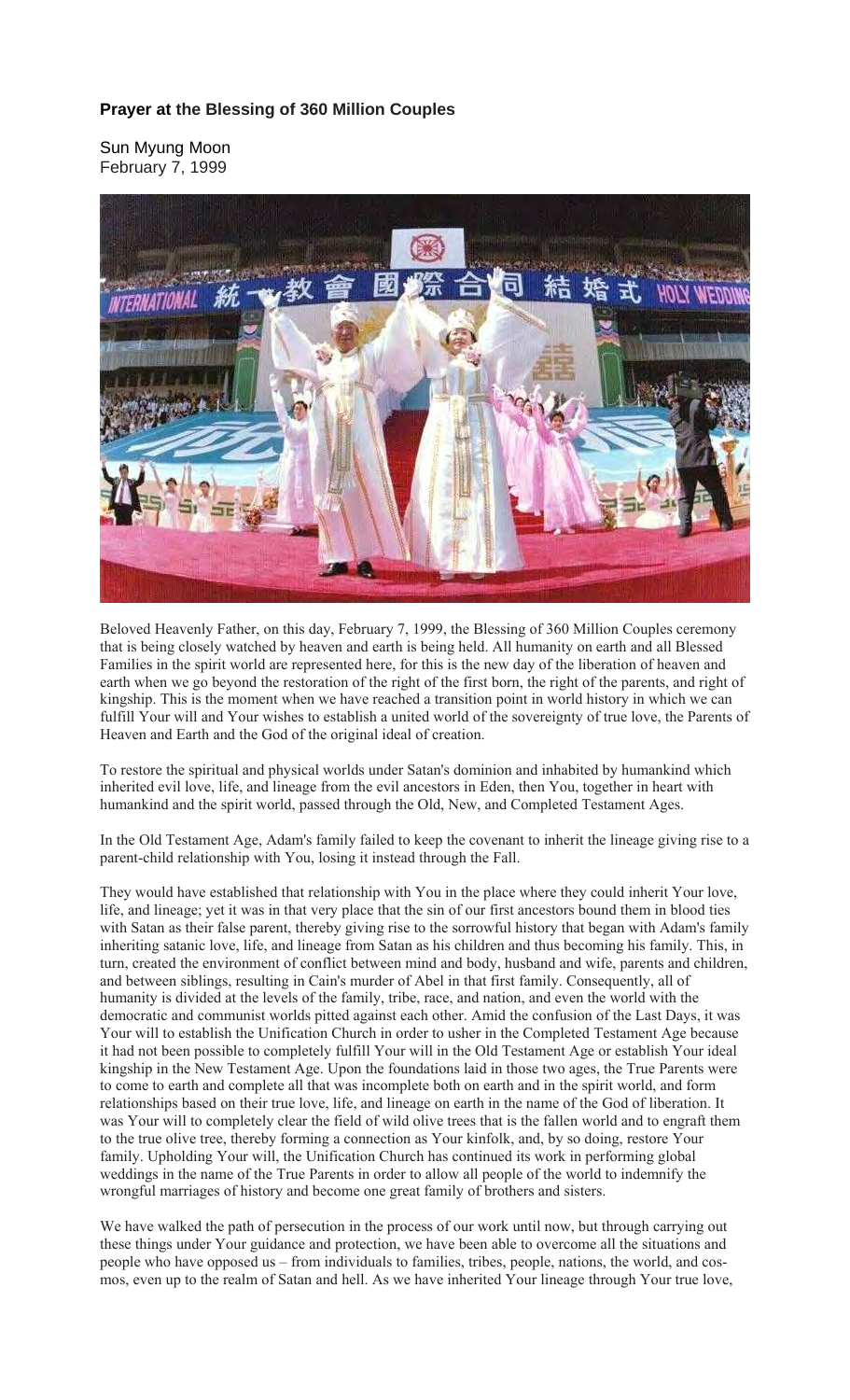**Prayer at the Blessing of 360 Million Couples**

Sun Myung Moon
February 7, 1999

Beloved Heavenly Father, on this day, February 7, 1999, the Blessing of 360 Million Couples ceremony that is being closely watched by heaven and earth is being held. All humanity on earth and all Blessed Families in the spirit world are represented here, for this is the new day of the liberation of heaven and earth when we go beyond the restoration of the right of the first born, the right of the parents, and right of kingship. This is the moment when we have reached a transition point in world history in which we can fulfill Your will and Your wishes to establish a united world of the sovereignty of true love, the Parents of Heaven and Earth and the God of the original ideal of creation.

To restore the spiritual and physical worlds under Satan's dominion and inhabited by humankind which inherited evil love, life, and lineage from the evil ancestors in Eden, then You, together in heart with humankind and the spirit world, passed through the Old, New, and Completed Testament Ages.

In the Old Testament Age, Adam's family failed to keep the covenant to inherit the lineage giving rise to a parent-child relationship with You, losing it instead through the Fall.

They would have established that relationship with You in the place where they could inherit Your love, life, and lineage; yet it was in that very place that the sin of our first ancestors bound them in blood ties with Satan as their false parent, thereby giving rise to the sorrowful history that began with Adam's family inheriting satanic love, life, and lineage from Satan as his children and thus becoming his family. This, in turn, created the environment of conflict between mind and body, husband and wife, parents and children, and between siblings, resulting in Cain's murder of Abel in that first family. Consequently, all of humanity is divided at the levels of the family, tribe, race, and nation, and even the world with the democratic and communist worlds pitted against each other. Amid the confusion of the Last Days, it was Your will to establish the Unification Church in order to usher in the Completed Testament Age because it had not been possible to completely fulfill Your will in the Old Testament Age or establish Your ideal kingship in the New Testament Age. Upon the foundations laid in those two ages, the True Parents were to come to earth and complete all that was incomplete both on earth and in the spirit world, and form relationships based on their true love, life, and lineage on earth in the name of the God of liberation. It was Your will to completely clear the field of wild olive trees that is the fallen world and to engraft them to the true olive tree, thereby forming a connection as Your kinfolk, and, by so doing, restore Your family. Upholding Your will, the Unification Church has continued its work in performing global weddings in the name of the True Parents in order to allow all people of the world to indemnify the wrongful marriages of history and become one great family of brothers and sisters.

We have walked the path of persecution in the process of our work until now, but through carrying out these things under Your guidance and protection, we have been able to overcome all the situations and people who have opposed us – from individuals to families, tribes, people, nations, the world, and cosmos, even up to the realm of Satan and hell. As we have inherited Your lineage through Your true love,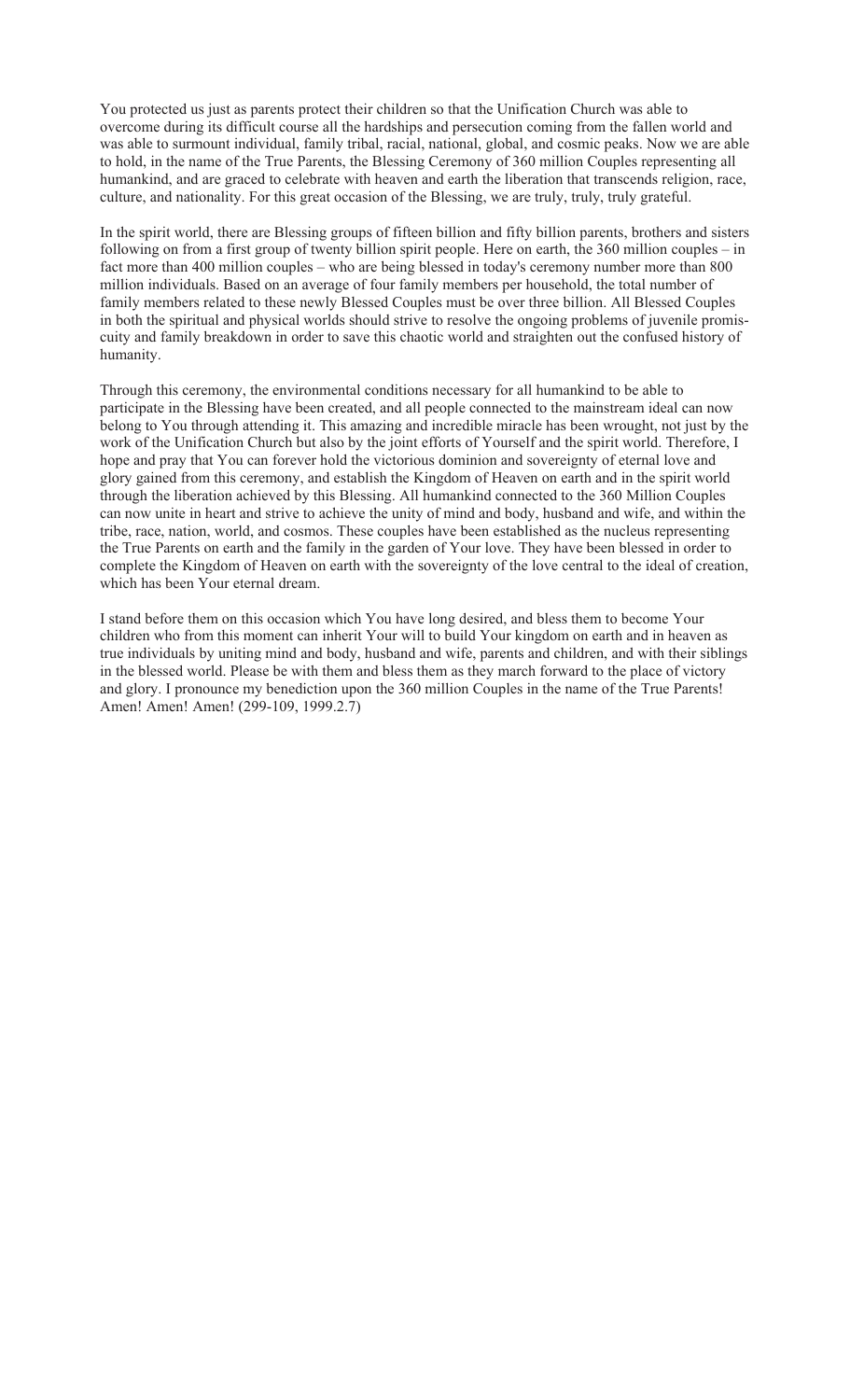You protected us just as parents protect their children so that the Unification Church was able to overcome during its difficult course all the hardships and persecution coming from the fallen world and was able to surmount individual, family tribal, racial, national, global, and cosmic peaks. Now we are able to hold, in the name of the True Parents, the Blessing Ceremony of 360 million Couples representing all humankind, and are graced to celebrate with heaven and earth the liberation that transcends religion, race, culture, and nationality. For this great occasion of the Blessing, we are truly, truly, truly grateful.

In the spirit world, there are Blessing groups of fifteen billion and fifty billion parents, brothers and sisters following on from a first group of twenty billion spirit people. Here on earth, the 360 million couples – in fact more than 400 million couples – who are being blessed in today's ceremony number more than 800 million individuals. Based on an average of four family members per household, the total number of family members related to these newly Blessed Couples must be over three billion. All Blessed Couples in both the spiritual and physical worlds should strive to resolve the ongoing problems of juvenile promiscuity and family breakdown in order to save this chaotic world and straighten out the confused history of humanity.

Through this ceremony, the environmental conditions necessary for all humankind to be able to participate in the Blessing have been created, and all people connected to the mainstream ideal can now belong to You through attending it. This amazing and incredible miracle has been wrought, not just by the work of the Unification Church but also by the joint efforts of Yourself and the spirit world. Therefore, I hope and pray that You can forever hold the victorious dominion and sovereignty of eternal love and glory gained from this ceremony, and establish the Kingdom of Heaven on earth and in the spirit world through the liberation achieved by this Blessing. All humankind connected to the 360 Million Couples can now unite in heart and strive to achieve the unity of mind and body, husband and wife, and within the tribe, race, nation, world, and cosmos. These couples have been established as the nucleus representing the True Parents on earth and the family in the garden of Your love. They have been blessed in order to complete the Kingdom of Heaven on earth with the sovereignty of the love central to the ideal of creation, which has been Your eternal dream.

I stand before them on this occasion which You have long desired, and bless them to become Your children who from this moment can inherit Your will to build Your kingdom on earth and in heaven as true individuals by uniting mind and body, husband and wife, parents and children, and with their siblings in the blessed world. Please be with them and bless them as they march forward to the place of victory and glory. I pronounce my benediction upon the 360 million Couples in the name of the True Parents! Amen! Amen! Amen! (299-109, 1999.2.7)